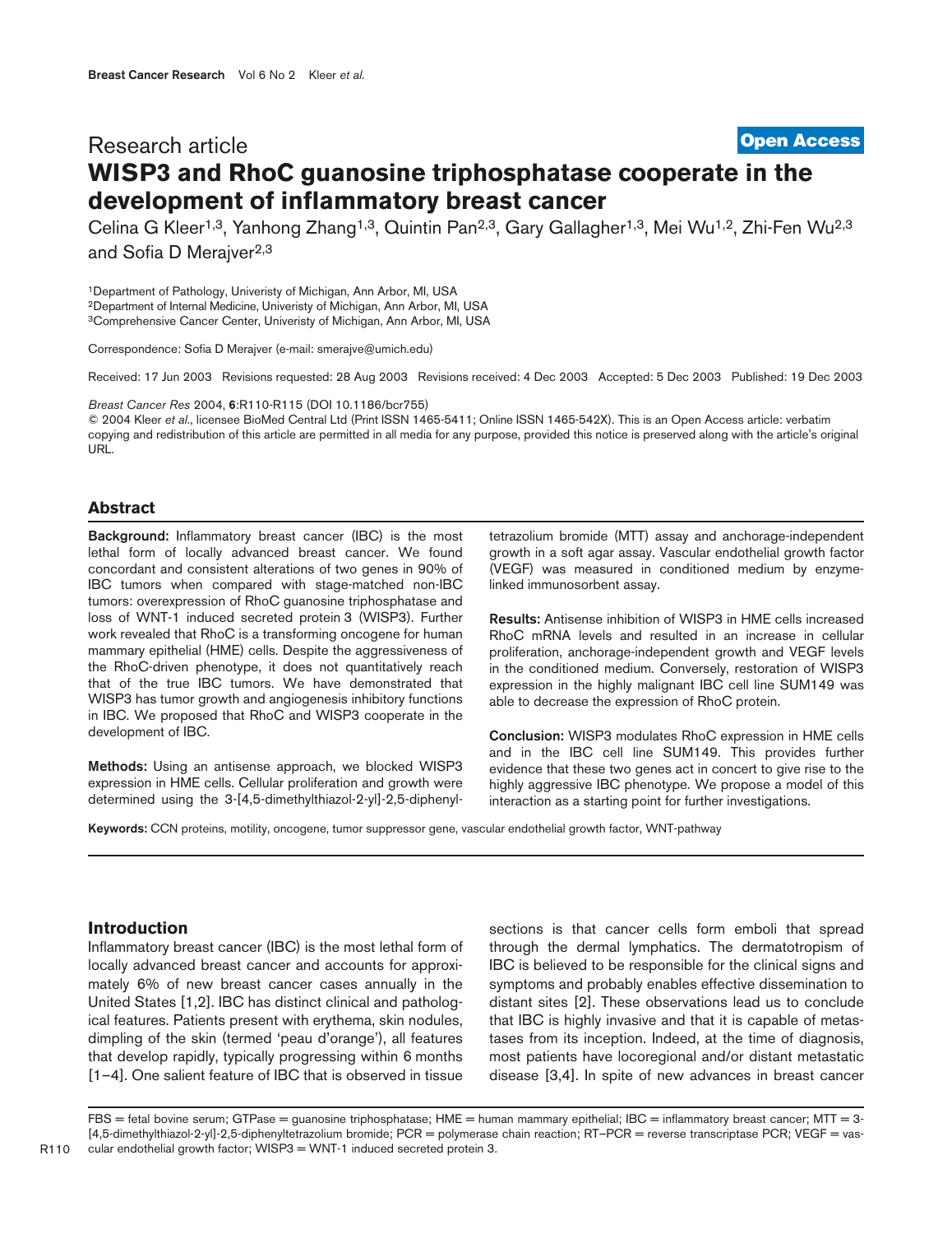Research article

**Open Access**

# WISP3 and RhoC guanosine triphosphatase cooperate in the development of inflammatory breast cancer

Celina G Kleer[1,3], Yanhong Zhang[1,3], Quintin Pan[2,3], Gary Gallagher[1,3], Mei Wu[1,2], Zhi-Fen Wu[2,3] and Sofia D Merajver[2,3]

[1]Department of Pathology, Univeristy of Michigan, Ann Arbor, MI, USA
[2]Department of Internal Medicine, Univeristy of Michigan, Ann Arbor, MI, USA
[3]Comprehensive Cancer Center, Univeristy of Michigan, Ann Arbor, MI, USA

Correspondence: Sofia D Merajver (e-mail: smerajve@umich.edu)

Received: 17 Jun 2003 Revisions requested: 28 Aug 2003 Revisions received: 4 Dec 2003 Accepted: 5 Dec 2003 Published: 19 Dec 2003

*Breast Cancer Res* 2004, **6**:R110-R115 (DOI 10.1186/bcr755)
© 2004 Kleer *et al*., licensee BioMed Central Ltd (Print ISSN 1465-5411; Online ISSN 1465-542X). This is an Open Access article: verbatim copying and redistribution of this article are permitted in all media for any purpose, provided this notice is preserved along with the article's original URL.

## Abstract

**Background:** Inflammatory breast cancer (IBC) is the most lethal form of locally advanced breast cancer. We found concordant and consistent alterations of two genes in 90% of IBC tumors when compared with stage-matched non-IBC tumors: overexpression of RhoC guanosine triphosphatase and loss of WNT-1 induced secreted protein 3 (WISP3). Further work revealed that RhoC is a transforming oncogene for human mammary epithelial (HME) cells. Despite the aggressiveness of the RhoC-driven phenotype, it does not quantitatively reach that of the true IBC tumors. We have demonstrated that WISP3 has tumor growth and angiogenesis inhibitory functions in IBC. We proposed that RhoC and WISP3 cooperate in the development of IBC.

**Methods:** Using an antisense approach, we blocked WISP3 expression in HME cells. Cellular proliferation and growth were determined using the 3-[4,5-dimethylthiazol-2-yl]-2,5-diphenyltetrazolium bromide (MTT) assay and anchorage-independent growth in a soft agar assay. Vascular endothelial growth factor (VEGF) was measured in conditioned medium by enzyme-linked immunosorbent assay.

**Results:** Antisense inhibition of WISP3 in HME cells increased RhoC mRNA levels and resulted in an increase in cellular proliferation, anchorage-independent growth and VEGF levels in the conditioned medium. Conversely, restoration of WISP3 expression in the highly malignant IBC cell line SUM149 was able to decrease the expression of RhoC protein.

**Conclusion:** WISP3 modulates RhoC expression in HME cells and in the IBC cell line SUM149. This provides further evidence that these two genes act in concert to give rise to the highly aggressive IBC phenotype. We propose a model of this interaction as a starting point for further investigations.

**Keywords:** CCN proteins, motility, oncogene, tumor suppressor gene, vascular endothelial growth factor, WNT-pathway

## Introduction

Inflammatory breast cancer (IBC) is the most lethal form of locally advanced breast cancer and accounts for approximately 6% of new breast cancer cases annually in the United States [1,2]. IBC has distinct clinical and pathological features. Patients present with erythema, skin nodules, dimpling of the skin (termed 'peau d'orange'), all features that develop rapidly, typically progressing within 6 months [1–4]. One salient feature of IBC that is observed in tissue sections is that cancer cells form emboli that spread through the dermal lymphatics. The dermatotropism of IBC is believed to be responsible for the clinical signs and symptoms and probably enables effective dissemination to distant sites [2]. These observations lead us to conclude that IBC is highly invasive and that it is capable of metastases from its inception. Indeed, at the time of diagnosis, most patients have locoregional and/or distant metastatic disease [3,4]. In spite of new advances in breast cancer

FBS = fetal bovine serum; GTPase = guanosine triphosphatase; HME = human mammary epithelial; IBC = inflammatory breast cancer; MTT = 3-[4,5-dimethylthiazol-2-yl]-2,5-diphenyltetrazolium bromide; PCR = polymerase chain reaction; RT–PCR = reverse transcriptase PCR; VEGF = vascular endothelial growth factor; WISP3 = WNT-1 induced secreted protein 3.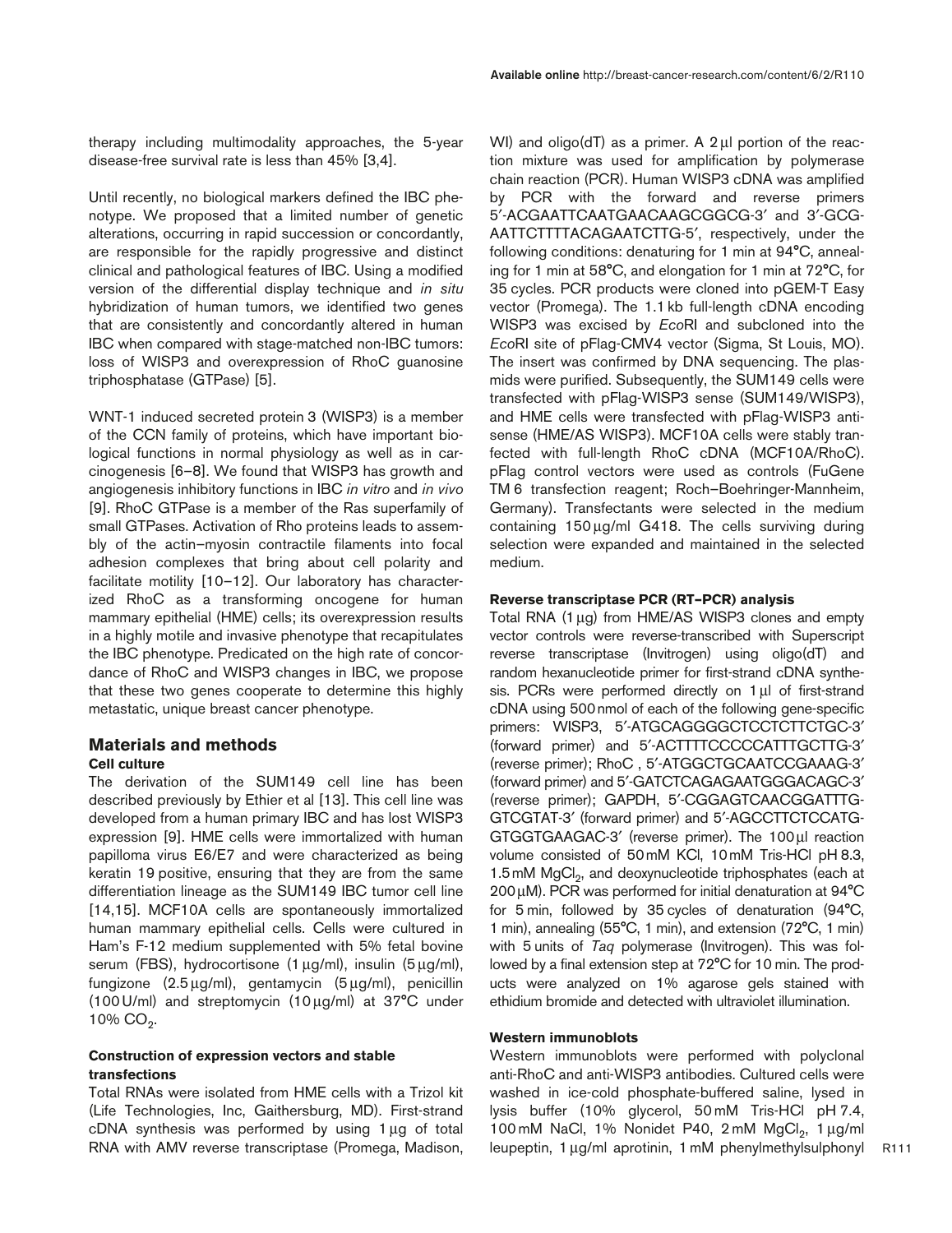therapy including multimodality approaches, the 5-year disease-free survival rate is less than 45% [3,4].

Until recently, no biological markers defined the IBC phenotype. We proposed that a limited number of genetic alterations, occurring in rapid succession or concordantly, are responsible for the rapidly progressive and distinct clinical and pathological features of IBC. Using a modified version of the differential display technique and *in situ* hybridization of human tumors, we identified two genes that are consistently and concordantly altered in human IBC when compared with stage-matched non-IBC tumors: loss of WISP3 and overexpression of RhoC guanosine triphosphatase (GTPase) [5].

WNT-1 induced secreted protein 3 (WISP3) is a member of the CCN family of proteins, which have important biological functions in normal physiology as well as in carcinogenesis [6–8]. We found that WISP3 has growth and angiogenesis inhibitory functions in IBC *in vitro* and *in vivo* [9]. RhoC GTPase is a member of the Ras superfamily of small GTPases. Activation of Rho proteins leads to assembly of the actin–myosin contractile filaments into focal adhesion complexes that bring about cell polarity and facilitate motility [10–12]. Our laboratory has characterized RhoC as a transforming oncogene for human mammary epithelial (HME) cells; its overexpression results in a highly motile and invasive phenotype that recapitulates the IBC phenotype. Predicated on the high rate of concordance of RhoC and WISP3 changes in IBC, we propose that these two genes cooperate to determine this highly metastatic, unique breast cancer phenotype.

## Materials and methods

### Cell culture

The derivation of the SUM149 cell line has been described previously by Ethier et al [13]. This cell line was developed from a human primary IBC and has lost WISP3 expression [9]. HME cells were immortalized with human papilloma virus E6/E7 and were characterized as being keratin 19 positive, ensuring that they are from the same differentiation lineage as the SUM149 IBC tumor cell line [14,15]. MCF10A cells are spontaneously immortalized human mammary epithelial cells. Cells were cultured in Ham's F-12 medium supplemented with 5% fetal bovine serum (FBS), hydrocortisone (1 μg/ml), insulin (5 μg/ml), fungizone (2.5 μg/ml), gentamycin (5 μg/ml), penicillin (100 U/ml) and streptomycin (10 μg/ml) at 37°C under 10% $CO_2$.

### Construction of expression vectors and stable transfections

Total RNAs were isolated from HME cells with a Trizol kit (Life Technologies, Inc, Gaithersburg, MD). First-strand cDNA synthesis was performed by using 1 μg of total RNA with AMV reverse transcriptase (Promega, Madison, WI) and oligo(dT) as a primer. A 2 μl portion of the reaction mixture was used for amplification by polymerase chain reaction (PCR). Human WISP3 cDNA was amplified by PCR with the forward and reverse primers 5′-ACGAATTCAATGAACAAGCGGCG-3′ and 3′-GCGAATTCTTTTACAGAATCTTG-5′, respectively, under the following conditions: denaturing for 1 min at 94°C, annealing for 1 min at 58°C, and elongation for 1 min at 72°C, for 35 cycles. PCR products were cloned into pGEM-T Easy vector (Promega). The 1.1 kb full-length cDNA encoding WISP3 was excised by *Eco*RI and subcloned into the *Eco*RI site of pFlag-CMV4 vector (Sigma, St Louis, MO). The insert was confirmed by DNA sequencing. The plasmids were purified. Subsequently, the SUM149 cells were transfected with pFlag-WISP3 sense (SUM149/WISP3), and HME cells were transfected with pFlag-WISP3 antisense (HME/AS WISP3). MCF10A cells were stably transfected with full-length RhoC cDNA (MCF10A/RhoC). pFlag control vectors were used as controls (FuGene TM 6 transfection reagent; Roch–Boehringer-Mannheim, Germany). Transfectants were selected in the medium containing 150 μg/ml G418. The cells surviving during selection were expanded and maintained in the selected medium.

### Reverse transcriptase PCR (RT–PCR) analysis

Total RNA (1 μg) from HME/AS WISP3 clones and empty vector controls were reverse-transcribed with Superscript reverse transcriptase (Invitrogen) using oligo(dT) and random hexanucleotide primer for first-strand cDNA synthesis. PCRs were performed directly on 1 μl of first-strand cDNA using 500 nmol of each of the following gene-specific primers: WISP3, 5′-ATGCAGGGGCTCCTCTTCTGC-3′ (forward primer) and 5′-ACTTTTCCCCCATTTGCTTG-3′ (reverse primer); RhoC , 5′-ATGGCTGCAATCCGAAAG-3′ (forward primer) and 5′-GATCTCAGAGAATGGGACAGC-3′ (reverse primer); GAPDH, 5′-CGGAGTCAACGGATTTGGTCGTAT-3′ (forward primer) and 5′-AGCCTTCTCCATGGTGGTGAAGAC-3′ (reverse primer). The 100 μl reaction volume consisted of 50 mM KCl, 10 mM Tris-HCl pH 8.3, 1.5 mM $MgCl_2$, and deoxynucleotide triphosphates (each at 200 μM). PCR was performed for initial denaturation at 94°C for 5 min, followed by 35 cycles of denaturation (94°C, 1 min), annealing (55°C, 1 min), and extension (72°C, 1 min) with 5 units of *Taq* polymerase (Invitrogen). This was followed by a final extension step at 72°C for 10 min. The products were analyzed on 1% agarose gels stained with ethidium bromide and detected with ultraviolet illumination.

### Western immunoblots

Western immunoblots were performed with polyclonal anti-RhoC and anti-WISP3 antibodies. Cultured cells were washed in ice-cold phosphate-buffered saline, lysed in lysis buffer (10% glycerol, 50 mM Tris-HCl pH 7.4, 100 mM NaCl, 1% Nonidet P40, 2 mM $MgCl_2$, 1 μg/ml leupeptin, 1 μg/ml aprotinin, 1 mM phenylmethylsulphonyl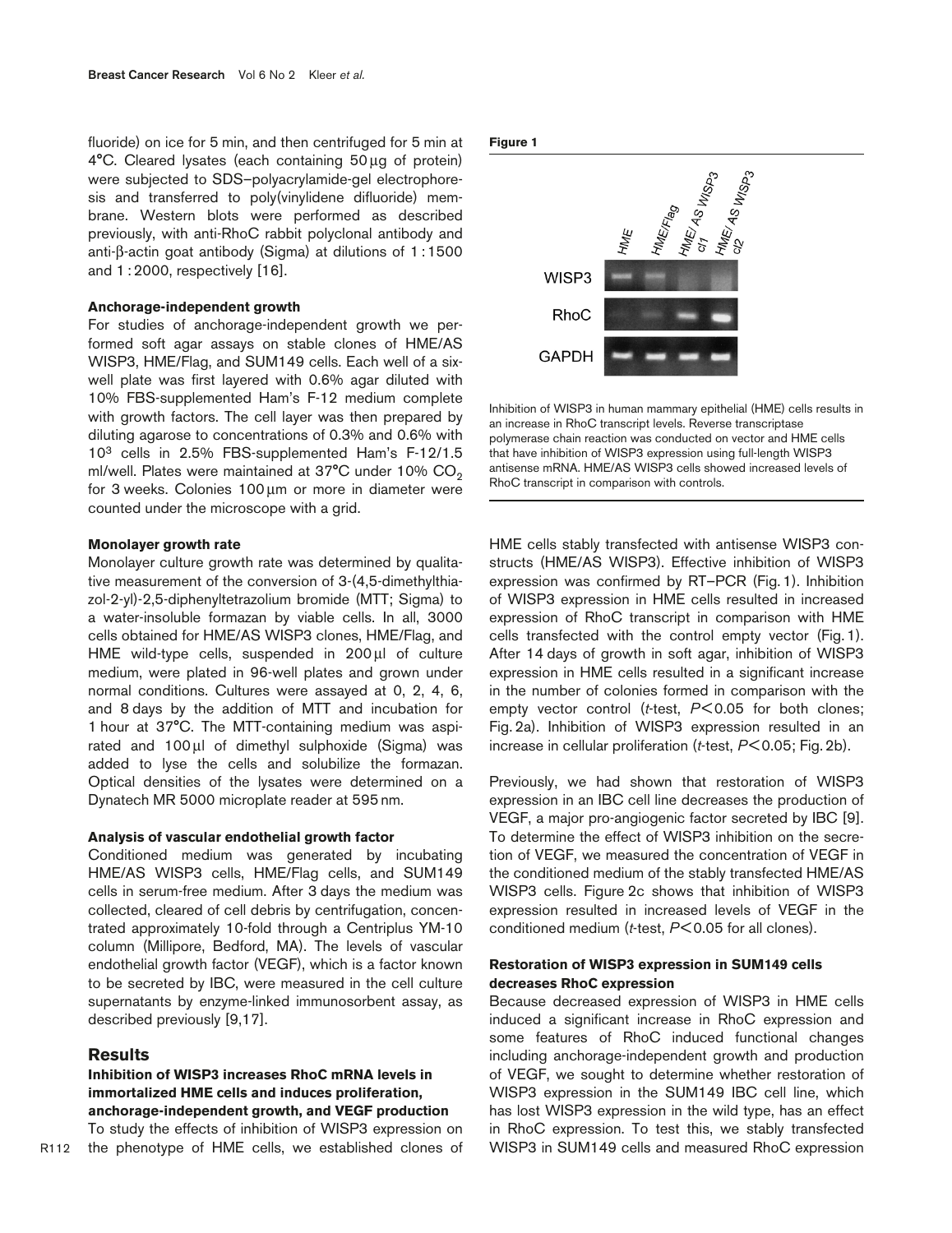fluoride) on ice for 5 min, and then centrifuged for 5 min at 4°C. Cleared lysates (each containing 50 μg of protein) were subjected to SDS–polyacrylamide-gel electrophoresis and transferred to poly(vinylidene difluoride) membrane. Western blots were performed as described previously, with anti-RhoC rabbit polyclonal antibody and anti-β-actin goat antibody (Sigma) at dilutions of 1 : 1500 and 1 : 2000, respectively [16].

#### Anchorage-independent growth

For studies of anchorage-independent growth we performed soft agar assays on stable clones of HME/AS WISP3, HME/Flag, and SUM149 cells. Each well of a six-well plate was first layered with 0.6% agar diluted with 10% FBS-supplemented Ham's F-12 medium complete with growth factors. The cell layer was then prepared by diluting agarose to concentrations of 0.3% and 0.6% with $10^3$ cells in 2.5% FBS-supplemented Ham's F-12/1.5 ml/well. Plates were maintained at 37°C under 10% $CO_2$ for 3 weeks. Colonies 100 μm or more in diameter were counted under the microscope with a grid.

#### Monolayer growth rate

Monolayer culture growth rate was determined by qualitative measurement of the conversion of 3-(4,5-dimethylthiazol-2-yl)-2,5-diphenyltetrazolium bromide (MTT; Sigma) to a water-insoluble formazan by viable cells. In all, 3000 cells obtained for HME/AS WISP3 clones, HME/Flag, and HME wild-type cells, suspended in 200 μl of culture medium, were plated in 96-well plates and grown under normal conditions. Cultures were assayed at 0, 2, 4, 6, and 8 days by the addition of MTT and incubation for 1 hour at 37°C. The MTT-containing medium was aspirated and 100 μl of dimethyl sulphoxide (Sigma) was added to lyse the cells and solubilize the formazan. Optical densities of the lysates were determined on a Dynatech MR 5000 microplate reader at 595 nm.

#### Analysis of vascular endothelial growth factor

Conditioned medium was generated by incubating HME/AS WISP3 cells, HME/Flag cells, and SUM149 cells in serum-free medium. After 3 days the medium was collected, cleared of cell debris by centrifugation, concentrated approximately 10-fold through a Centriplus YM-10 column (Millipore, Bedford, MA). The levels of vascular endothelial growth factor (VEGF), which is a factor known to be secreted by IBC, were measured in the cell culture supernatants by enzyme-linked immunosorbent assay, as described previously [9,17].

## Results

#### Inhibition of WISP3 increases RhoC mRNA levels in immortalized HME cells and induces proliferation, anchorage-independent growth, and VEGF production

To study the effects of inhibition of WISP3 expression on the phenotype of HME cells, we established clones of HME cells stably transfected with antisense WISP3 constructs (HME/AS WISP3). Effective inhibition of WISP3 expression was confirmed by RT–PCR (Fig. 1). Inhibition of WISP3 expression in HME cells resulted in increased expression of RhoC transcript in comparison with HME cells transfected with the control empty vector (Fig. 1). After 14 days of growth in soft agar, inhibition of WISP3 expression in HME cells resulted in a significant increase in the number of colonies formed in comparison with the empty vector control (*t*-test, $P < 0.05$ for both clones; Fig. 2a). Inhibition of WISP3 expression resulted in an increase in cellular proliferation (*t*-test, $P < 0.05$; Fig. 2b).

**Figure 1**

HME
HME/Flag
HME/ AS WISP3 cl1
HME/ AS WISP3 cl2
WISP3
RhoC
GAPDH

Inhibition of WISP3 in human mammary epithelial (HME) cells results in an increase in RhoC transcript levels. Reverse transcriptase polymerase chain reaction was conducted on vector and HME cells that have inhibition of WISP3 expression using full-length WISP3 antisense mRNA. HME/AS WISP3 cells showed increased levels of RhoC transcript in comparison with controls.

Previously, we had shown that restoration of WISP3 expression in an IBC cell line decreases the production of VEGF, a major pro-angiogenic factor secreted by IBC [9]. To determine the effect of WISP3 inhibition on the secretion of VEGF, we measured the concentration of VEGF in the conditioned medium of the stably transfected HME/AS WISP3 cells. Figure 2c shows that inhibition of WISP3 expression resulted in increased levels of VEGF in the conditioned medium (*t*-test, $P < 0.05$ for all clones).

#### Restoration of WISP3 expression in SUM149 cells decreases RhoC expression

Because decreased expression of WISP3 in HME cells induced a significant increase in RhoC expression and some features of RhoC induced functional changes including anchorage-independent growth and production of VEGF, we sought to determine whether restoration of WISP3 expression in the SUM149 IBC cell line, which has lost WISP3 expression in the wild type, has an effect in RhoC expression. To test this, we stably transfected WISP3 in SUM149 cells and measured RhoC expression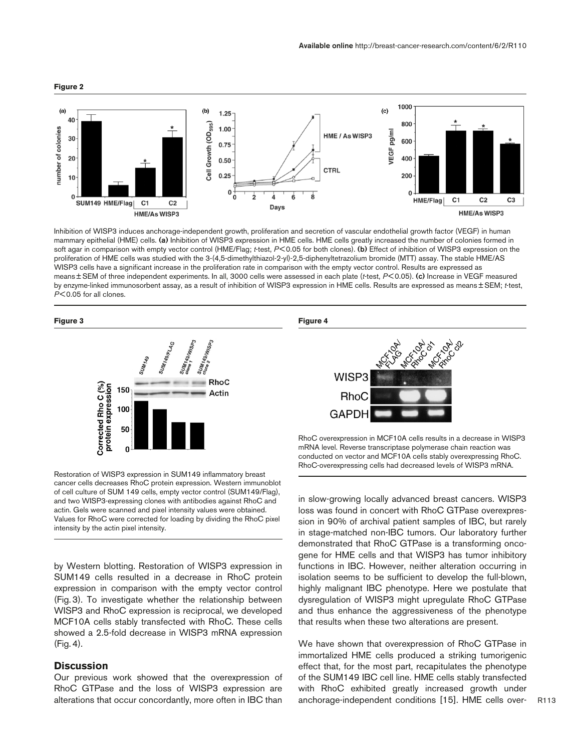**Figure 2**

(a)

number of colonies

40
30
20
10
0

SUM149 HME/Flag C1 C2

HME/As WISP3

(b)

Cell Growth ($OD_{595}$)

1.25
1.00
0.75
0.50
0.25
0

0 2 4 6 8

Days

HME / As WISP3

CTRL

(c)

VEGF pg/ml

1000
800
600
400
200
0

HME/Flag C1 C2 C3

HME/As WISP3

Inhibition of WISP3 induces anchorage-independent growth, proliferation and secretion of vascular endothelial growth factor (VEGF) in human mammary epithelial (HME) cells. **(a)** Inhibition of WISP3 expression in HME cells. HME cells greatly increased the number of colonies formed in soft agar in comparison with empty vector control (HME/Flag; *t*-test, $P < 0.05$ for both clones). **(b)** Effect of inhibition of WISP3 expression on the proliferation of HME cells was studied with the 3-(4,5-dimethylthiazol-2-yl)-2,5-diphenyltetrazolium bromide (MTT) assay. The stable HME/AS WISP3 cells have a significant increase in the proliferation rate in comparison with the empty vector control. Results are expressed as means ± SEM of three independent experiments. In all, 3000 cells were assessed in each plate (*t*-test, $P < 0.05$). **(c)** Increase in VEGF measured by enzyme-linked immunosorbent assay, as a result of inhibition of WISP3 expression in HME cells. Results are expressed as means ± SEM; *t*-test, $P < 0.05$ for all clones.

**Figure 3**

SUM149 SUM149/FLAG SUM149/WISP3 clone 1 SUM149/WISP3 clone 2

RhoC
Actin

Corrected Rho C (%) protein expression

150
100
50
0

Restoration of WISP3 expression in SUM149 inflammatory breast cancer cells decreases RhoC protein expression. Western immunoblot of cell culture of SUM 149 cells, empty vector control (SUM149/Flag), and two WISP3-expressing clones with antibodies against RhoC and actin. Gels were scanned and pixel intensity values were obtained. Values for RhoC were corrected for loading by dividing the RhoC pixel intensity by the actin pixel intensity.

**Figure 4**

MCF10A/FLAG MCF10A/RhoC cl1 MCF10A/RhoC cl2

WISP3
RhoC
GAPDH

RhoC overexpression in MCF10A cells results in a decrease in WISP3 mRNA level. Reverse transcriptase polymerase chain reaction was conducted on vector and MCF10A cells stably overexpressing RhoC. RhoC-overexpressing cells had decreased levels of WISP3 mRNA.

by Western blotting. Restoration of WISP3 expression in SUM149 cells resulted in a decrease in RhoC protein expression in comparison with the empty vector control (Fig. 3). To investigate whether the relationship between WISP3 and RhoC expression is reciprocal, we developed MCF10A cells stably transfected with RhoC. These cells showed a 2.5-fold decrease in WISP3 mRNA expression (Fig. 4).

## Discussion

Our previous work showed that the overexpression of RhoC GTPase and the loss of WISP3 expression are alterations that occur concordantly, more often in IBC than in slow-growing locally advanced breast cancers. WISP3 loss was found in concert with RhoC GTPase overexpression in 90% of archival patient samples of IBC, but rarely in stage-matched non-IBC tumors. Our laboratory further demonstrated that RhoC GTPase is a transforming oncogene for HME cells and that WISP3 has tumor inhibitory functions in IBC. However, neither alteration occurring in isolation seems to be sufficient to develop the full-blown, highly malignant IBC phenotype. Here we postulate that dysregulation of WISP3 might upregulate RhoC GTPase and thus enhance the aggressiveness of the phenotype that results when these two alterations are present.

We have shown that overexpression of RhoC GTPase in immortalized HME cells produced a striking tumorigenic effect that, for the most part, recapitulates the phenotype of the SUM149 IBC cell line. HME cells stably transfected with RhoC exhibited greatly increased growth under anchorage-independent conditions [15]. HME cells over-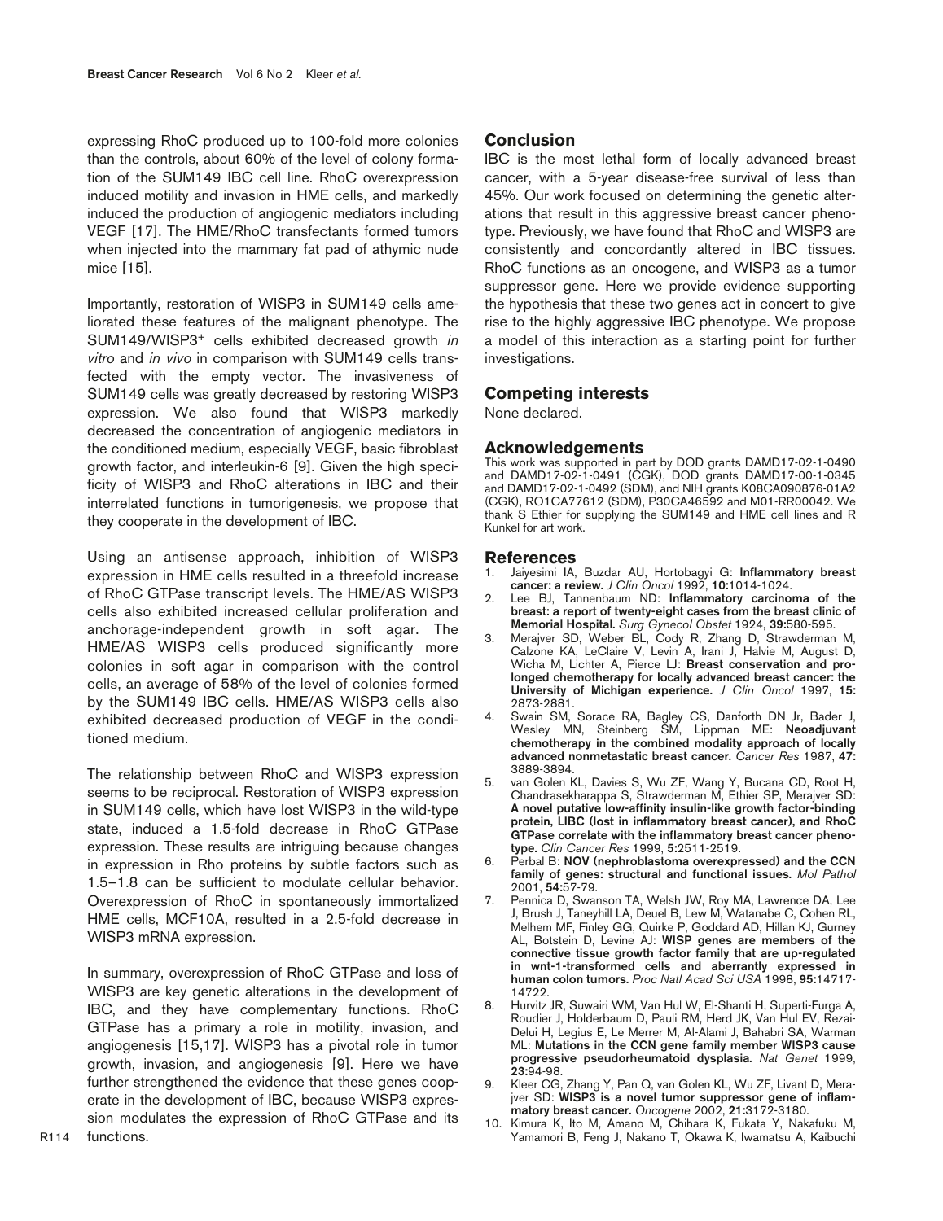expressing RhoC produced up to 100-fold more colonies than the controls, about 60% of the level of colony formation of the SUM149 IBC cell line. RhoC overexpression induced motility and invasion in HME cells, and markedly induced the production of angiogenic mediators including VEGF [17]. The HME/RhoC transfectants formed tumors when injected into the mammary fat pad of athymic nude mice [15].

Importantly, restoration of WISP3 in SUM149 cells ameliorated these features of the malignant phenotype. The SUM149/WISP3+ cells exhibited decreased growth *in vitro* and *in vivo* in comparison with SUM149 cells transfected with the empty vector. The invasiveness of SUM149 cells was greatly decreased by restoring WISP3 expression. We also found that WISP3 markedly decreased the concentration of angiogenic mediators in the conditioned medium, especially VEGF, basic fibroblast growth factor, and interleukin-6 [9]. Given the high specificity of WISP3 and RhoC alterations in IBC and their interrelated functions in tumorigenesis, we propose that they cooperate in the development of IBC.

Using an antisense approach, inhibition of WISP3 expression in HME cells resulted in a threefold increase of RhoC GTPase transcript levels. The HME/AS WISP3 cells also exhibited increased cellular proliferation and anchorage-independent growth in soft agar. The HME/AS WISP3 cells produced significantly more colonies in soft agar in comparison with the control cells, an average of 58% of the level of colonies formed by the SUM149 IBC cells. HME/AS WISP3 cells also exhibited decreased production of VEGF in the conditioned medium.

The relationship between RhoC and WISP3 expression seems to be reciprocal. Restoration of WISP3 expression in SUM149 cells, which have lost WISP3 in the wild-type state, induced a 1.5-fold decrease in RhoC GTPase expression. These results are intriguing because changes in expression in Rho proteins by subtle factors such as 1.5–1.8 can be sufficient to modulate cellular behavior. Overexpression of RhoC in spontaneously immortalized HME cells, MCF10A, resulted in a 2.5-fold decrease in WISP3 mRNA expression.

In summary, overexpression of RhoC GTPase and loss of WISP3 are key genetic alterations in the development of IBC, and they have complementary functions. RhoC GTPase has a primary a role in motility, invasion, and angiogenesis [15,17]. WISP3 has a pivotal role in tumor growth, invasion, and angiogenesis [9]. Here we have further strengthened the evidence that these genes cooperate in the development of IBC, because WISP3 expression modulates the expression of RhoC GTPase and its functions.

## Conclusion

IBC is the most lethal form of locally advanced breast cancer, with a 5-year disease-free survival of less than 45%. Our work focused on determining the genetic alterations that result in this aggressive breast cancer phenotype. Previously, we have found that RhoC and WISP3 are consistently and concordantly altered in IBC tissues. RhoC functions as an oncogene, and WISP3 as a tumor suppressor gene. Here we provide evidence supporting the hypothesis that these two genes act in concert to give rise to the highly aggressive IBC phenotype. We propose a model of this interaction as a starting point for further investigations.

## Competing interests

None declared.

## Acknowledgements

This work was supported in part by DOD grants DAMD17-02-1-0490 and DAMD17-02-1-0491 (CGK), DOD grants DAMD17-00-1-0345 and DAMD17-02-1-0492 (SDM), and NIH grants K08CA090876-01A2 (CGK), RO1CA77612 (SDM), P30CA46592 and M01-RR00042. We thank S Ethier for supplying the SUM149 and HME cell lines and R Kunkel for art work.

## References

1. Jaiyesimi IA, Buzdar AU, Hortobagyi G: **Inflammatory breast cancer: a review.** *J Clin Oncol* 1992, **10:**1014-1024.
2. Lee BJ, Tannenbaum ND: **Inflammatory carcinoma of the breast: a report of twenty-eight cases from the breast clinic of Memorial Hospital.** *Surg Gynecol Obstet* 1924, **39:**580-595.
3. Merajver SD, Weber BL, Cody R, Zhang D, Strawderman M, Calzone KA, LeClaire V, Levin A, Irani J, Halvie M, August D, Wicha M, Lichter A, Pierce LJ: **Breast conservation and prolonged chemotherapy for locally advanced breast cancer: the University of Michigan experience.** *J Clin Oncol* 1997, **15:**2873-2881.
4. Swain SM, Sorace RA, Bagley CS, Danforth DN Jr, Bader J, Wesley MN, Steinberg SM, Lippman ME: **Neoadjuvant chemotherapy in the combined modality approach of locally advanced nonmetastatic breast cancer.** *Cancer Res* 1987, **47:**3889-3894.
5. van Golen KL, Davies S, Wu ZF, Wang Y, Bucana CD, Root H, Chandrasekharappa S, Strawderman M, Ethier SP, Merajver SD: **A novel putative low-affinity insulin-like growth factor-binding protein, LIBC (lost in inflammatory breast cancer), and RhoC GTPase correlate with the inflammatory breast cancer phenotype.** *Clin Cancer Res* 1999, **5:**2511-2519.
6. Perbal B: **NOV (nephroblastoma overexpressed) and the CCN family of genes: structural and functional issues.** *Mol Pathol* 2001, **54:**57-79.
7. Pennica D, Swanson TA, Welsh JW, Roy MA, Lawrence DA, Lee J, Brush J, Taneyhill LA, Deuel B, Lew M, Watanabe C, Cohen RL, Melhem MF, Finley GG, Quirke P, Goddard AD, Hillan KJ, Gurney AL, Botstein D, Levine AJ: **WISP genes are members of the connective tissue growth factor family that are up-regulated in wnt-1-transformed cells and aberrantly expressed in human colon tumors.** *Proc Natl Acad Sci USA* 1998, **95:**14717-14722.
8. Hurvitz JR, Suwairi WM, Van Hul W, El-Shanti H, Superti-Furga A, Roudier J, Holderbaum D, Pauli RM, Herd JK, Van Hul EV, Rezai-Delui H, Legius E, Le Merrer M, Al-Alami J, Bahabri SA, Warman ML: **Mutations in the CCN gene family member WISP3 cause progressive pseudorheumatoid dysplasia.** *Nat Genet* 1999, **23:**94-98.
9. Kleer CG, Zhang Y, Pan Q, van Golen KL, Wu ZF, Livant D, Merajver SD: **WISP3 is a novel tumor suppressor gene of inflammatory breast cancer.** *Oncogene* 2002, **21:**3172-3180.
10. Kimura K, Ito M, Amano M, Chihara K, Fukata Y, Nakafuku M, Yamamori B, Feng J, Nakano T, Okawa K, Iwamatsu A, Kaibuchi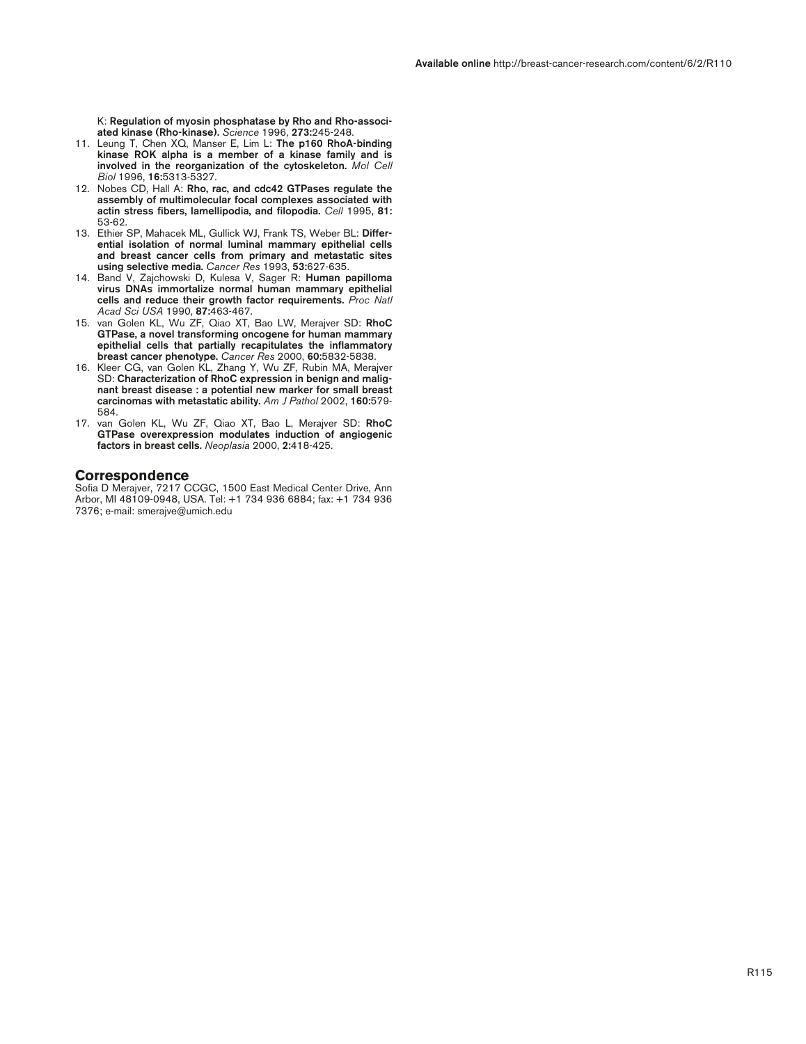K: **Regulation of myosin phosphatase by Rho and Rho-associated kinase (Rho-kinase).** *Science* 1996, **273:**245-248.

11. Leung T, Chen XQ, Manser E, Lim L: **The p160 RhoA-binding kinase ROK alpha is a member of a kinase family and is involved in the reorganization of the cytoskeleton.** *Mol Cell Biol* 1996, **16:**5313-5327.
12. Nobes CD, Hall A: **Rho, rac, and cdc42 GTPases regulate the assembly of multimolecular focal complexes associated with actin stress fibers, lamellipodia, and filopodia.** *Cell* 1995, **81:** 53-62.
13. Ethier SP, Mahacek ML, Gullick WJ, Frank TS, Weber BL: **Differential isolation of normal luminal mammary epithelial cells and breast cancer cells from primary and metastatic sites using selective media.** *Cancer Res* 1993, **53:**627-635.
14. Band V, Zajchowski D, Kulesa V, Sager R: **Human papilloma virus DNAs immortalize normal human mammary epithelial cells and reduce their growth factor requirements.** *Proc Natl Acad Sci USA* 1990, **87:**463-467.
15. van Golen KL, Wu ZF, Qiao XT, Bao LW, Merajver SD: **RhoC GTPase, a novel transforming oncogene for human mammary epithelial cells that partially recapitulates the inflammatory breast cancer phenotype.** *Cancer Res* 2000, **60:**5832-5838.
16. Kleer CG, van Golen KL, Zhang Y, Wu ZF, Rubin MA, Merajver SD: **Characterization of RhoC expression in benign and malignant breast disease : a potential new marker for small breast carcinomas with metastatic ability.** *Am J Pathol* 2002, **160:**579-584.
17. van Golen KL, Wu ZF, Qiao XT, Bao L, Merajver SD: **RhoC GTPase overexpression modulates induction of angiogenic factors in breast cells.** *Neoplasia* 2000, **2:**418-425.

## Correspondence

Sofia D Merajver, 7217 CCGC, 1500 East Medical Center Drive, Ann Arbor, MI 48109-0948, USA. Tel: +1 734 936 6884; fax: +1 734 936 7376; e-mail: smerajve@umich.edu